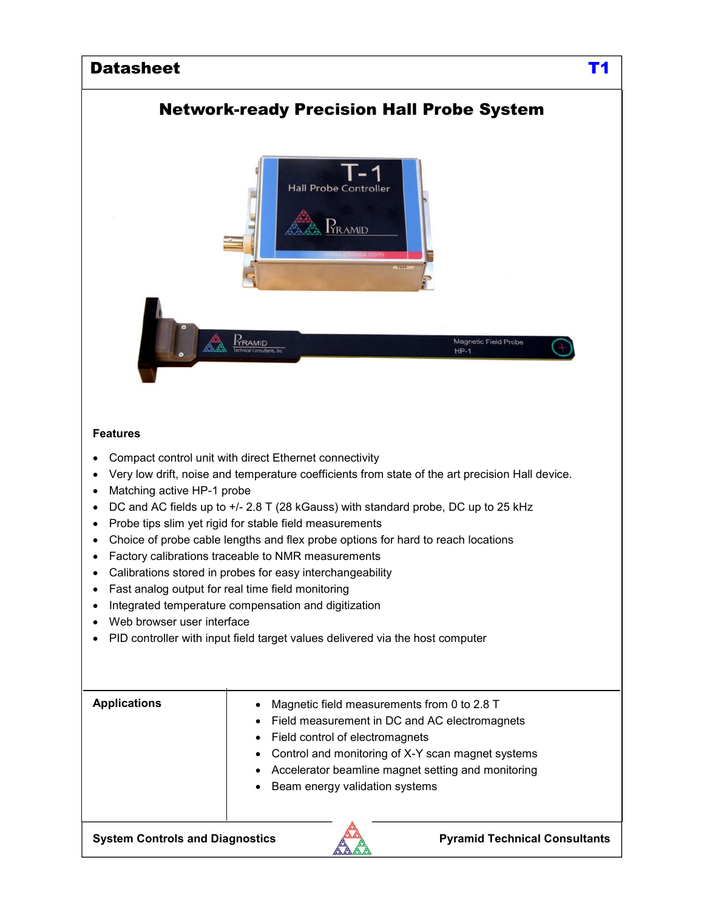# Datasheet T1

## Network-ready Precision Hall Probe System

### Features

- Compact control unit with direct Ethernet connectivity
- Very low drift, noise and temperature coefficients from state of the art precision Hall device.
- Matching active HP-1 probe
- DC and AC fields up to +/- 2.8 T (28 kGauss) with standard probe, DC up to 25 kHz
- Probe tips slim yet rigid for stable field measurements
- Choice of probe cable lengths and flex probe options for hard to reach locations
- Factory calibrations traceable to NMR measurements
- Calibrations stored in probes for easy interchangeability
- Fast analog output for real time field monitoring
- Integrated temperature compensation and digitization
- Web browser user interface
- PID controller with input field target values delivered via the host computer

| | |
|---|---|
| **Applications** | • Magnetic field measurements from 0 to 2.8 T<br>• Field measurement in DC and AC electromagnets<br>• Field control of electromagnets<br>• Control and monitoring of X-Y scan magnet systems<br>• Accelerator beamline magnet setting and monitoring<br>• Beam energy validation systems |

**System Controls and Diagnostics** **Pyramid Technical Consultants**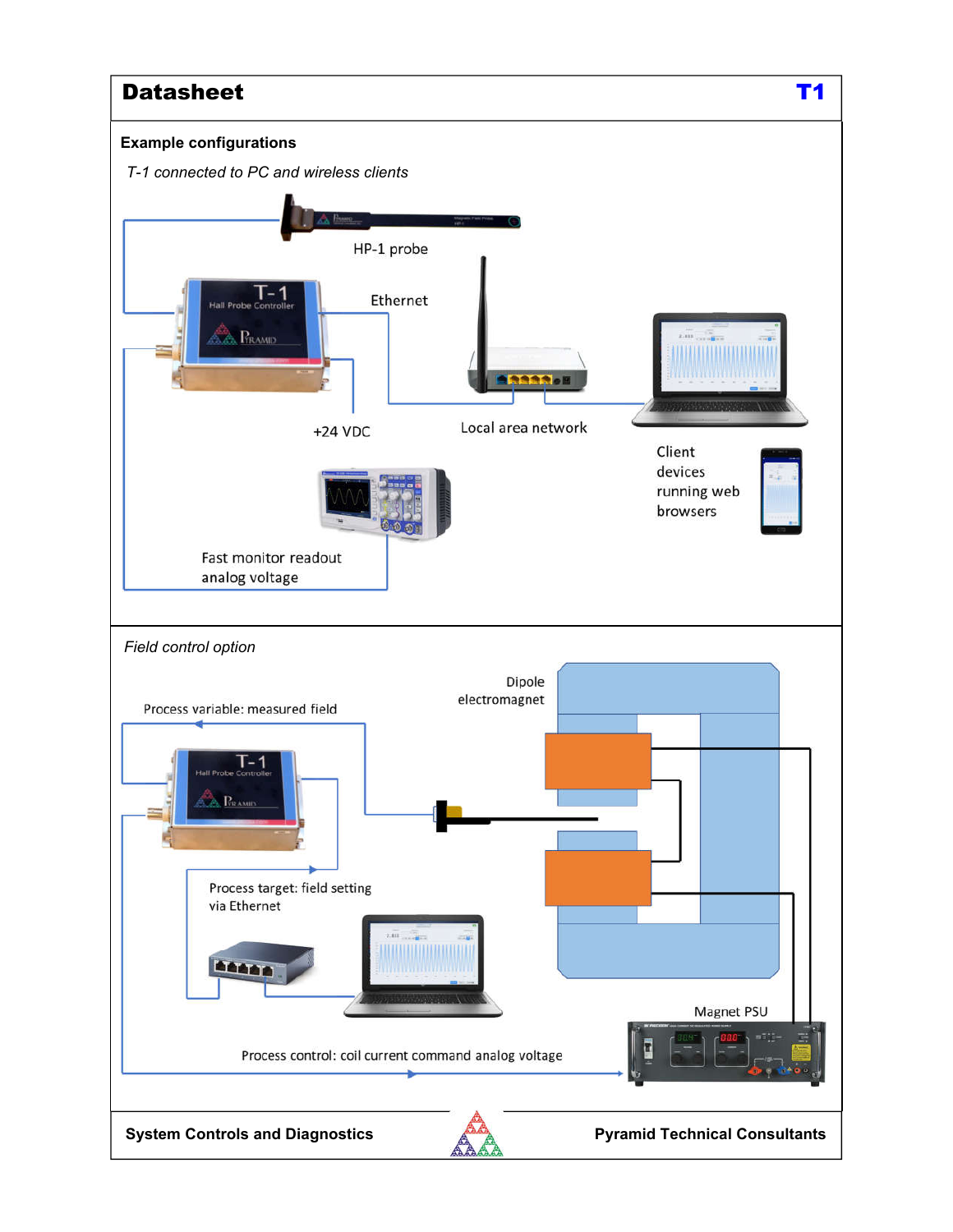## Example configurations

*T-1 connected to PC and wireless clients*

HP-1 probe

Ethernet

+24 VDC

Local area network

Client devices running web browsers

Fast monitor readout analog voltage

*Field control option*

Dipole electromagnet

Process variable: measured field

Process target: field setting via Ethernet

Magnet PSU

Process control: coil current command analog voltage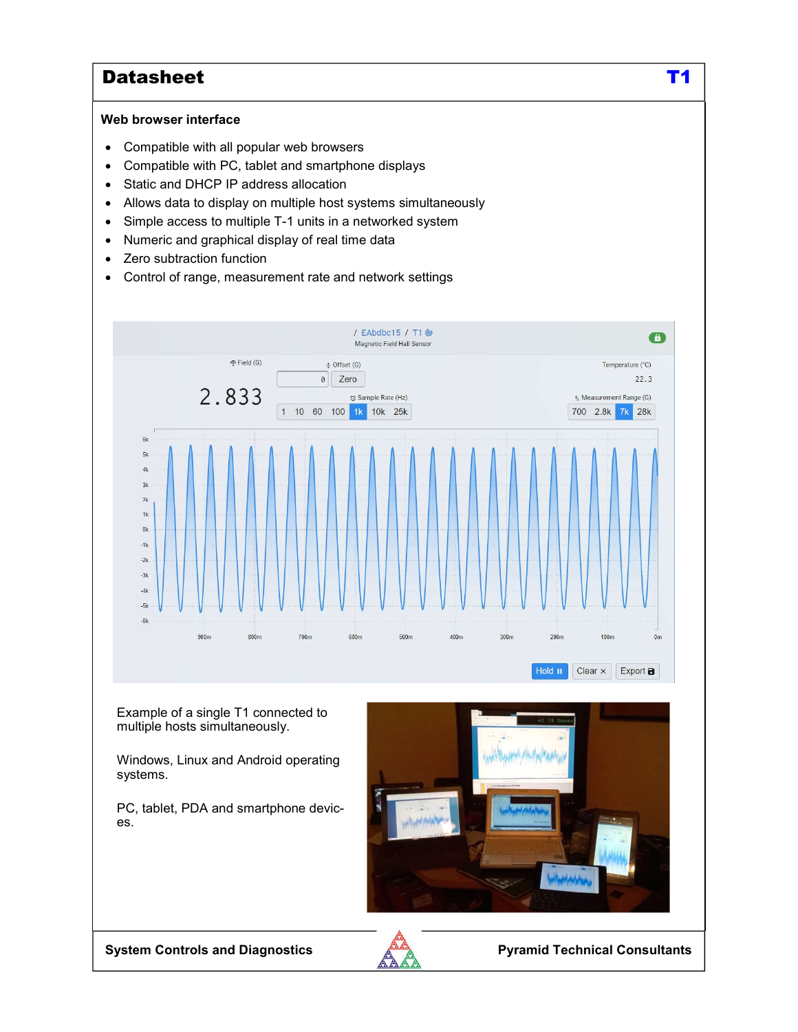### Web browser interface

- Compatible with all popular web browsers
- Compatible with PC, tablet and smartphone displays
- Static and DHCP IP address allocation
- Allows data to display on multiple host systems simultaneously
- Simple access to multiple T-1 units in a networked system
- Numeric and graphical display of real time data
- Zero subtraction function
- Control of range, measurement rate and network settings

/ EAbdbc15 / T1
Magnetic Field Hall Sensor

Field (G)
2.833

Offset (G)
0
Zero

Sample Rate (Hz)
1 10 60 100 1k 10k 25k

Temperature (°C)
22.3

Measurement Range (G)
700 2.8k 7k 28k

6k
5k
4k
3k
2k
1k
0k
-1k
-2k
-3k
-4k
-5k
-6k

900m 800m 700m 600m 500m 400m 300m 200m 100m 0m

Hold Clear Export

Example of a single T1 connected to multiple hosts simultaneously.

Windows, Linux and Android operating systems.

PC, tablet, PDA and smartphone devices.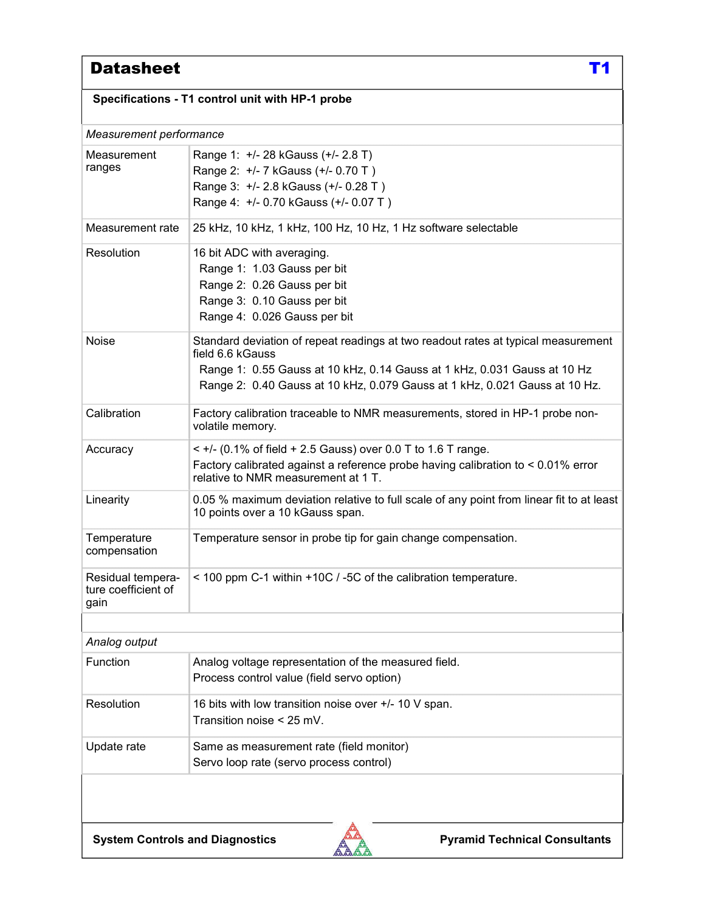# Datasheet T1

**Specifications - T1 control unit with HP-1 probe**

| | |
|---|---|
| *Measurement performance* | |
| Measurement ranges | Range 1: +/- 28 kGauss (+/- 2.8 T)<br>Range 2: +/- 7 kGauss (+/- 0.70 T )<br>Range 3: +/- 2.8 kGauss (+/- 0.28 T )<br>Range 4: +/- 0.70 kGauss (+/- 0.07 T ) |
| Measurement rate | 25 kHz, 10 kHz, 1 kHz, 100 Hz, 10 Hz, 1 Hz software selectable |
| Resolution | 16 bit ADC with averaging.<br>Range 1: 1.03 Gauss per bit<br>Range 2: 0.26 Gauss per bit<br>Range 3: 0.10 Gauss per bit<br>Range 4: 0.026 Gauss per bit |
| Noise | Standard deviation of repeat readings at two readout rates at typical measurement field 6.6 kGauss<br>Range 1: 0.55 Gauss at 10 kHz, 0.14 Gauss at 1 kHz, 0.031 Gauss at 10 Hz<br>Range 2: 0.40 Gauss at 10 kHz, 0.079 Gauss at 1 kHz, 0.021 Gauss at 10 Hz. |
| Calibration | Factory calibration traceable to NMR measurements, stored in HP-1 probe non-volatile memory. |
| Accuracy | < +/- (0.1% of field + 2.5 Gauss) over 0.0 T to 1.6 T range.<br>Factory calibrated against a reference probe having calibration to < 0.01% error relative to NMR measurement at 1 T. |
| Linearity | 0.05 % maximum deviation relative to full scale of any point from linear fit to at least 10 points over a 10 kGauss span. |
| Temperature compensation | Temperature sensor in probe tip for gain change compensation. |
| Residual temperature coefficient of gain | < 100 ppm C-1 within +10C / -5C of the calibration temperature. |
| | |
| *Analog output* | |
| Function | Analog voltage representation of the measured field.<br>Process control value (field servo option) |
| Resolution | 16 bits with low transition noise over +/- 10 V span.<br>Transition noise < 25 mV. |
| Update rate | Same as measurement rate (field monitor)<br>Servo loop rate (servo process control) |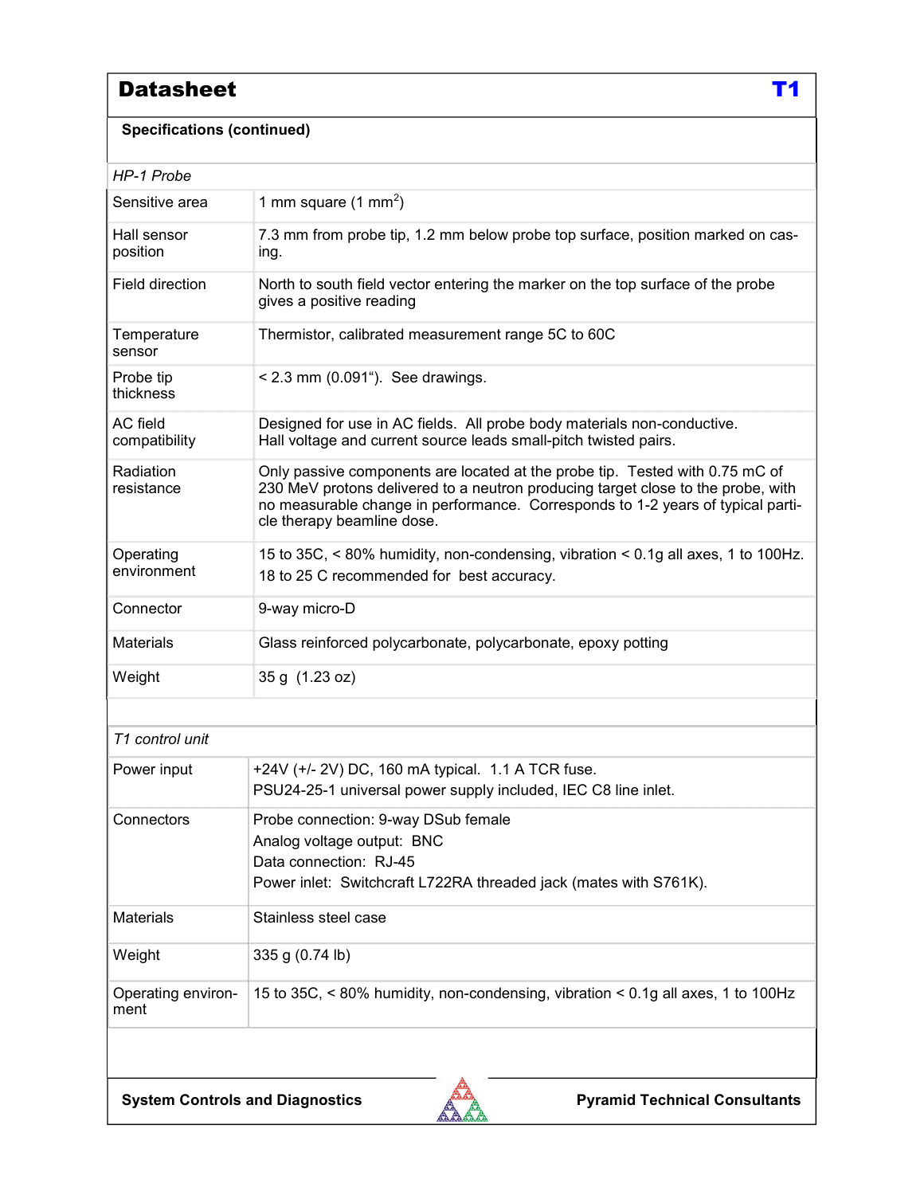## Specifications (continued)

*HP-1 Probe*

| | |
|---|---|
| Sensitive area | 1 mm square (1 mm$^2$) |
| Hall sensor position | 7.3 mm from probe tip, 1.2 mm below probe top surface, position marked on casing. |
| Field direction | North to south field vector entering the marker on the top surface of the probe gives a positive reading |
| Temperature sensor | Thermistor, calibrated measurement range 5C to 60C |
| Probe tip thickness | < 2.3 mm (0.091"). See drawings. |
| AC field compatibility | Designed for use in AC fields. All probe body materials non-conductive. Hall voltage and current source leads small-pitch twisted pairs. |
| Radiation resistance | Only passive components are located at the probe tip. Tested with 0.75 mC of 230 MeV protons delivered to a neutron producing target close to the probe, with no measurable change in performance. Corresponds to 1-2 years of typical particle therapy beamline dose. |
| Operating environment | 15 to 35C, < 80% humidity, non-condensing, vibration < 0.1g all axes, 1 to 100Hz. 18 to 25 C recommended for best accuracy. |
| Connector | 9-way micro-D |
| Materials | Glass reinforced polycarbonate, polycarbonate, epoxy potting |
| Weight | 35 g (1.23 oz) |

*T1 control unit*

| | |
|---|---|
| Power input | +24V (+/- 2V) DC, 160 mA typical. 1.1 A TCR fuse. PSU24-25-1 universal power supply included, IEC C8 line inlet. |
| Connectors | Probe connection: 9-way DSub female<br>Analog voltage output: BNC<br>Data connection: RJ-45<br>Power inlet: Switchcraft L722RA threaded jack (mates with S761K). |
| Materials | Stainless steel case |
| Weight | 335 g (0.74 lb) |
| Operating environment | 15 to 35C, < 80% humidity, non-condensing, vibration < 0.1g all axes, 1 to 100Hz |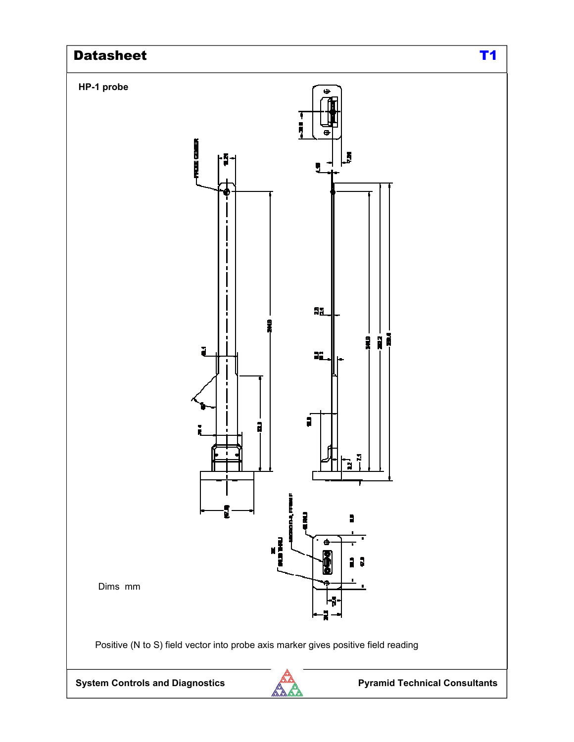# Datasheet

**T1**

**HP-1 probe**

Dims mm

Positive (N to S) field vector into probe axis marker gives positive field reading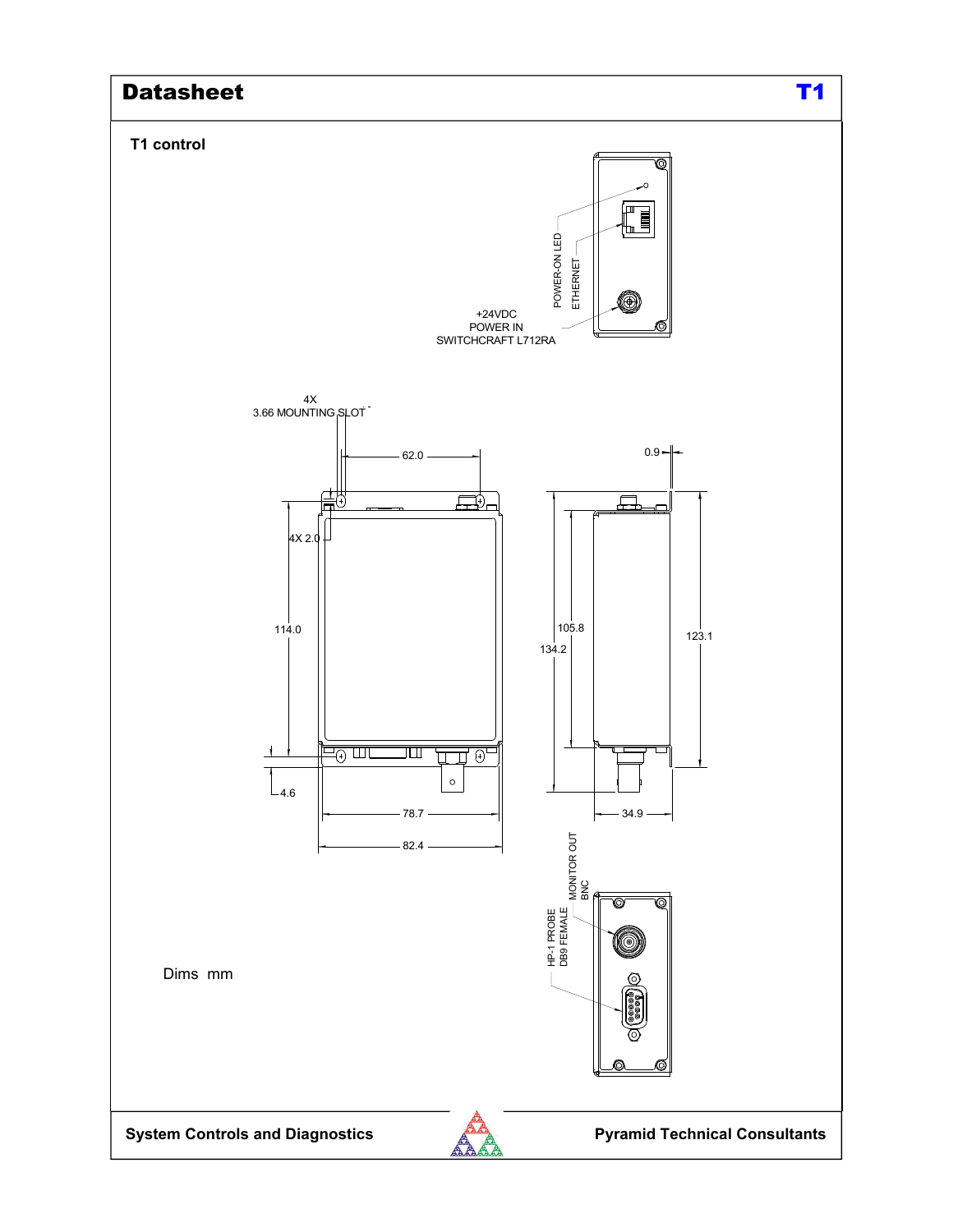## T1 control

POWER-ON LED

ETHERNET

+24VDC
POWER IN
SWITCHCRAFT L712RA

4X
3.66 MOUNTING SLOT

62.0

0.9

4X 2.0

114.0

105.8

134.2

123.1

4.6

78.7

34.9

82.4

MONITOR OUT
BNC

HP-1 PROBE
DB9 FEMALE

Dims mm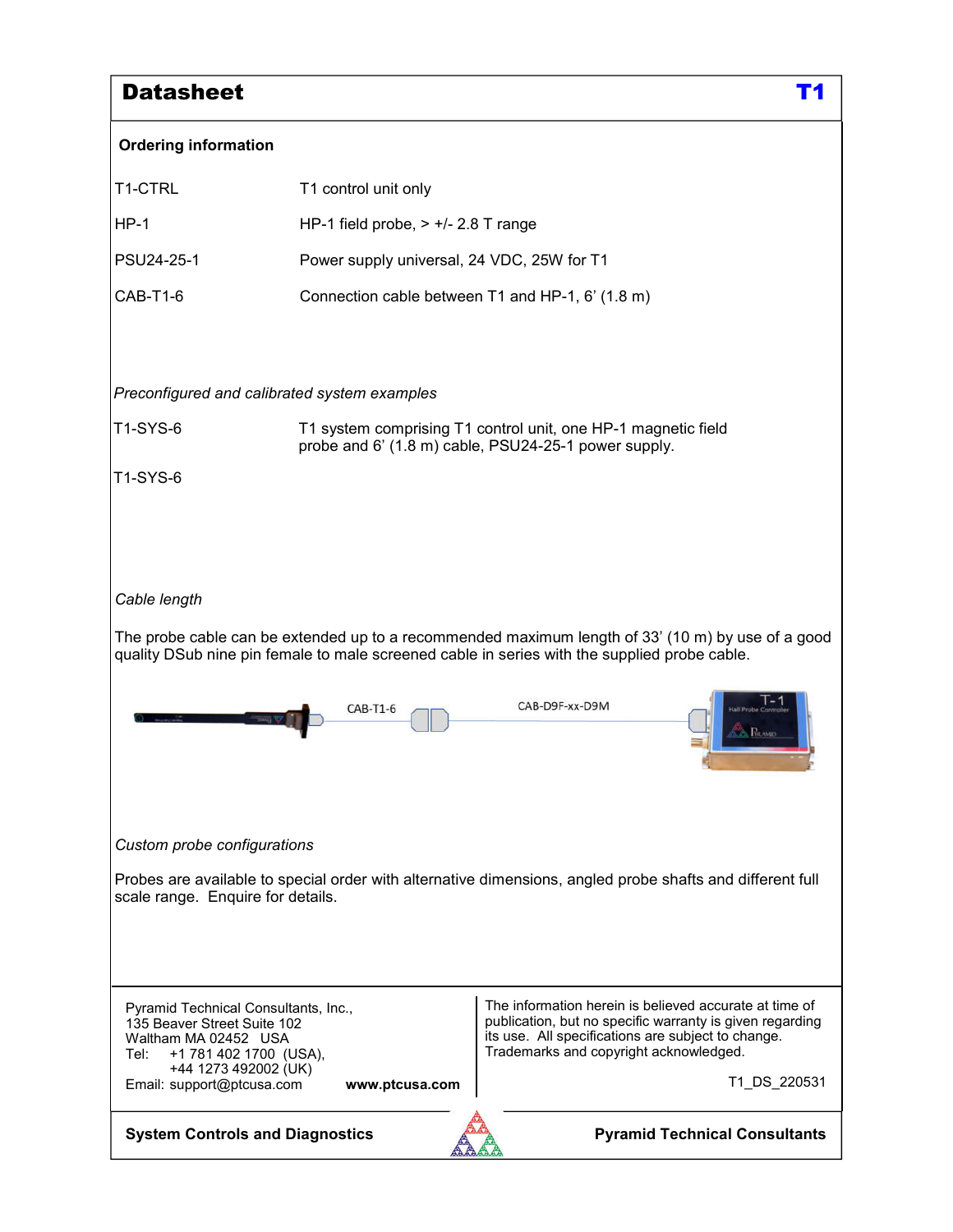# Datasheet T1

**Ordering information**

| | |
|---|---|
| T1-CTRL | T1 control unit only |
| HP-1 | HP-1 field probe, > +/- 2.8 T range |
| PSU24-25-1 | Power supply universal, 24 VDC, 25W for T1 |
| CAB-T1-6 | Connection cable between T1 and HP-1, 6' (1.8 m) |

*Preconfigured and calibrated system examples*

| | |
|---|---|
| T1-SYS-6 | T1 system comprising T1 control unit, one HP-1 magnetic field probe and 6' (1.8 m) cable, PSU24-25-1 power supply. |
| T1-SYS-6 | |

*Cable length*

The probe cable can be extended up to a recommended maximum length of 33' (10 m) by use of a good quality DSub nine pin female to male screened cable in series with the supplied probe cable.

CAB-T1-6

CAB-D9F-xx-D9M

*Custom probe configurations*

Probes are available to special order with alternative dimensions, angled probe shafts and different full scale range. Enquire for details.

Pyramid Technical Consultants, Inc.,
135 Beaver Street Suite 102
Waltham MA 02452 USA
Tel: +1 781 402 1700 (USA),
+44 1273 492002 (UK)
Email: support@ptcusa.com **www.ptcusa.com**

The information herein is believed accurate at time of publication, but no specific warranty is given regarding its use. All specifications are subject to change. Trademarks and copyright acknowledged.

T1_DS_220531

**System Controls and Diagnostics** **Pyramid Technical Consultants**